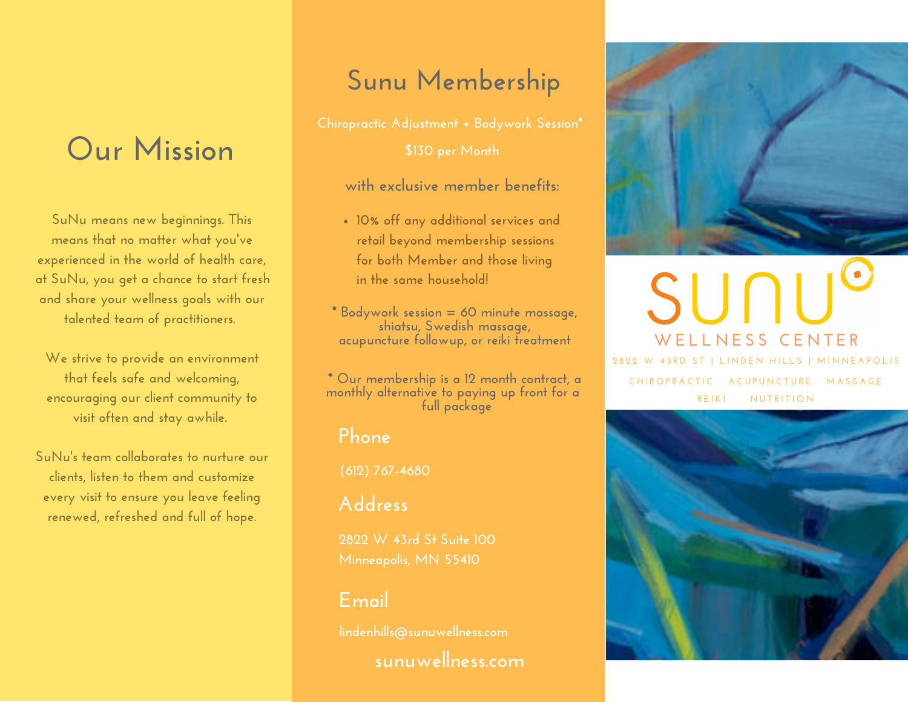# Our Mission

SuNu means new beginnings. This means that no matter what you've experienced in the world of health care, at SuNu, you get a chance to start fresh and share your wellness goals with our talented team of practitioners.

We strive to provide an environment that feels safe and welcoming, encouraging our client community to visit often and stay awhile.

SuNu's team collaborates to nurture our clients, listen to them and customize every visit to ensure you leave feeling renewed, refreshed and full of hope.

# Sunu Membership

Chiropractic Adjustment + Bodywork Session*

$130 per Month

with exclusive member benefits:

- 10% off any additional services and retail beyond membership sessions for both Member and those living in the same household!

* Bodywork session = 60 minute massage, shiatsu, Swedish massage, acupuncture followup, or reiki treatment

* Our membership is a 12 month contract, a monthly alternative to paying up front for a full package

## Phone

(612) 767-4680

## Address

2822 W 43rd St Suite 100
Minneapolis, MN 55410

## Email

lindenhills@sunuwellness.com

**sunuwellness.com**

SUNU
WELLNESS CENTER

2822 W 43RD ST | LINDEN HILLS | MINNEAPOLIS

CHIROPRACTIC ACUPUNCTURE MASSAGE
REIKI NUTRITION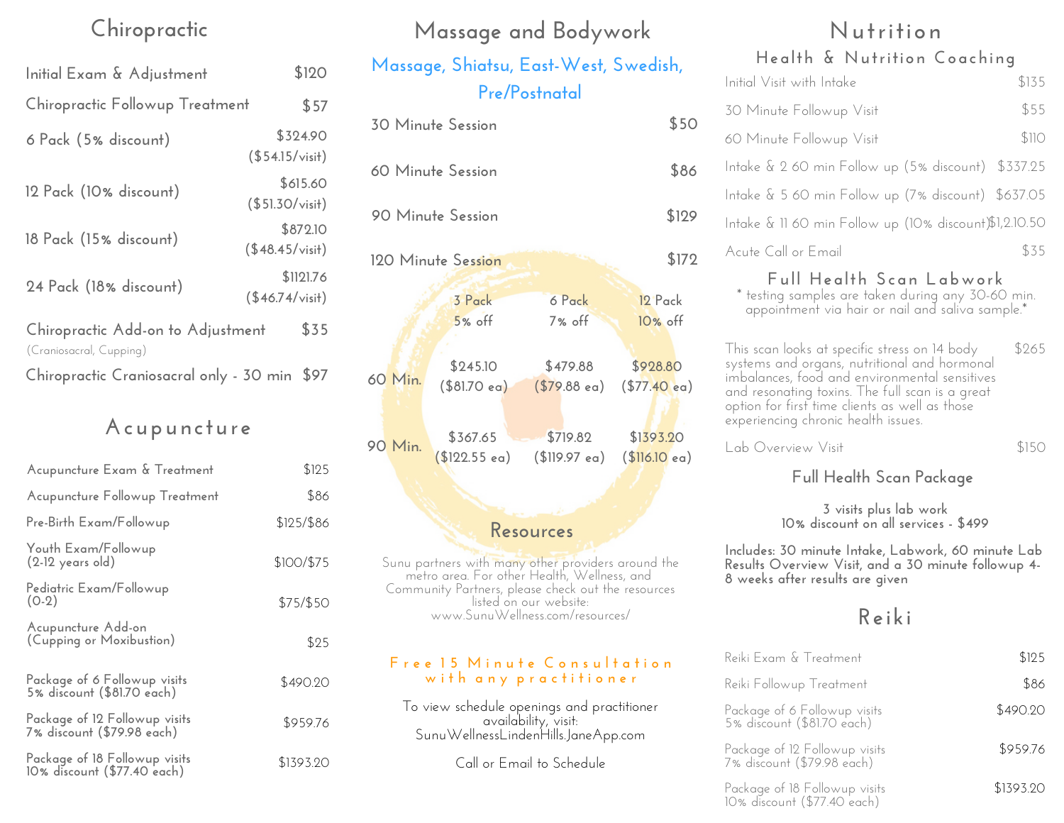# Chiropractic

| | |
|---|---|
| Initial Exam & Adjustment | $120 |
| Chiropractic Followup Treatment | $57 |
| 6 Pack (5% discount) | $324.90 ($54.15/visit) |
| 12 Pack (10% discount) | $615.60 ($51.30/visit) |
| 18 Pack (15% discount) | $872.10 ($48.45/visit) |
| 24 Pack (18% discount) | $1121.76 ($46.74/visit) |
| Chiropractic Add-on to Adjustment (Craniosacral, Cupping) | $35 |
| Chiropractic Craniosacral only - 30 min | $97 |

# Acupuncture

| | |
|---|---|
| Acupuncture Exam & Treatment | $125 |
| Acupuncture Followup Treatment | $86 |
| Pre-Birth Exam/Followup | $125/$86 |
| Youth Exam/Followup (2-12 years old) | $100/$75 |
| Pediatric Exam/Followup (0-2) | $75/$50 |
| Acupuncture Add-on (Cupping or Moxibustion) | $25 |
| Package of 6 Followup visits 5% discount ($81.70 each) | $490.20 |
| Package of 12 Followup visits 7% discount ($79.98 each) | $959.76 |
| Package of 18 Followup visits 10% discount ($77.40 each) | $1393.20 |

# Massage and Bodywork

## Massage, Shiatsu, East-West, Swedish, Pre/Postnatal

| | |
|---|---|
| 30 Minute Session | $50 |
| 60 Minute Session | $86 |
| 90 Minute Session | $129 |
| 120 Minute Session | $172 |

| | 3 Pack 5% off | 6 Pack 7% off | 12 Pack 10% off |
|---|---|---|---|
| 60 Min. | $245.10 ($81.70 ea) | $479.88 ($79.88 ea) | $928.80 ($77.40 ea) |
| 90 Min. | $367.65 ($122.55 ea) | $719.82 ($119.97 ea) | $1393.20 ($116.10 ea) |

## Resources

Sunu partners with many other providers around the metro area. For other Health, Wellness, and Community Partners, please check out the resources listed on our website: www.SunuWellness.com/resources/

**Free 15 Minute Consultation with any practitioner**

To view schedule openings and practitioner availability, visit: SunuWellnessLindenHills.JaneApp.com

Call or Email to Schedule

# Nutrition

## Health & Nutrition Coaching

| | |
|---|---|
| Initial Visit with Intake | $135 |
| 30 Minute Followup Visit | $55 |
| 60 Minute Followup Visit | $110 |
| Intake & 2 60 min Follow up (5% discount) | $337.25 |
| Intake & 5 60 min Follow up (7% discount) | $637.05 |
| Intake & 11 60 min Follow up (10% discount) | $1,2.10.50 |
| Acute Call or Email | $35 |

## Full Health Scan Labwork

\* testing samples are taken during any 30-60 min. appointment via hair or nail and saliva sample.\*

| | |
|---|---|
| This scan looks at specific stress on 14 body systems and organs, nutritional and hormonal imbalances, food and environmental sensitives and resonating toxins. The full scan is a great option for first time clients as well as those experiencing chronic health issues. | $265 |
| Lab Overview Visit | $150 |

## Full Health Scan Package

**3 visits plus lab work**
**10% discount on all services - $499**

**Includes: 30 minute Intake, Labwork, 60 minute Lab Results Overview Visit, and a 30 minute followup 4-8 weeks after results are given**

# Reiki

| | |
|---|---|
| Reiki Exam & Treatment | $125 |
| Reiki Followup Treatment | $86 |
| Package of 6 Followup visits 5% discount ($81.70 each) | $490.20 |
| Package of 12 Followup visits 7% discount ($79.98 each) | $959.76 |
| Package of 18 Followup visits 10% discount ($77.40 each) | $1393.20 |